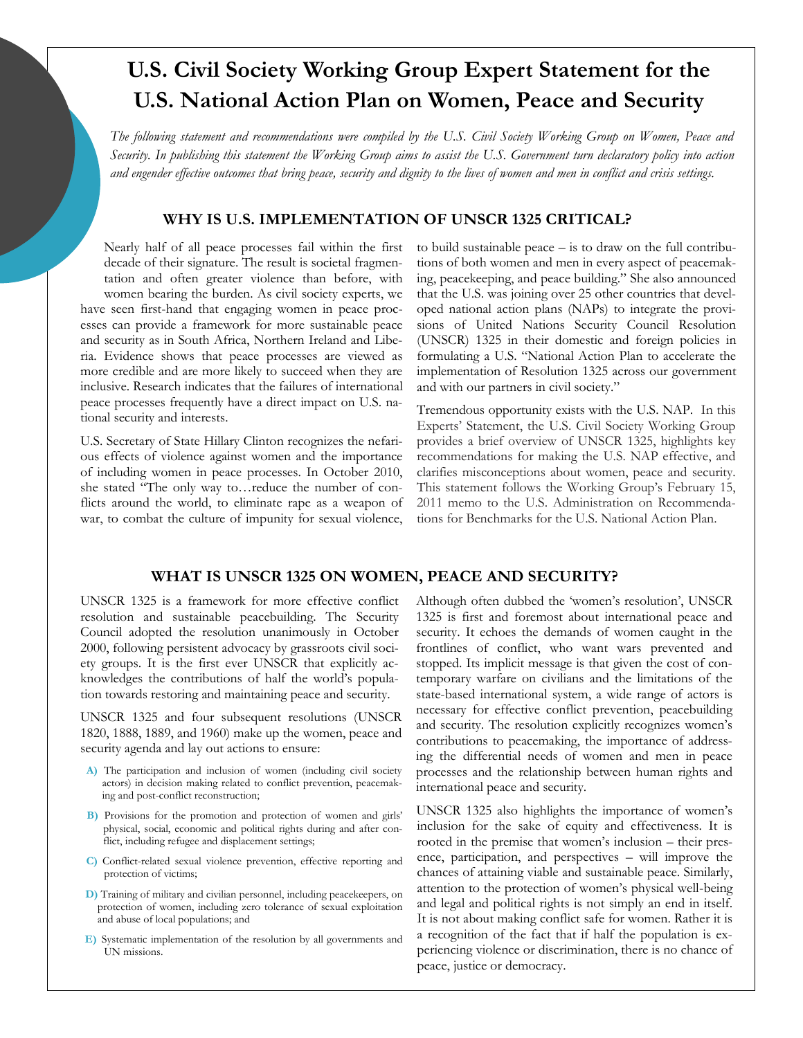# U.S. Civil Society Working Group Expert Statement for the U.S. National Action Plan on Women, Peace and Security

*The following statement and recommendations were compiled by the U.S. Civil Society Working Group on Women, Peace and Security. In publishing this statement the Working Group aims to assist the U.S. Government turn declaratory policy into action and engender effective outcomes that bring peace, security and dignity to the lives of women and men in conflict and crisis settings.*

## WHY IS U.S. IMPLEMENTATION OF UNSCR 1325 CRITICAL?

Nearly half of all peace processes fail within the first decade of their signature. The result is societal fragmentation and often greater violence than before, with women bearing the burden. As civil society experts, we have seen first-hand that engaging women in peace processes can provide a framework for more sustainable peace and security as in South Africa, Northern Ireland and Liberia. Evidence shows that peace processes are viewed as more credible and are more likely to succeed when they are inclusive. Research indicates that the failures of international peace processes frequently have a direct impact on U.S. national security and interests.

U.S. Secretary of State Hillary Clinton recognizes the nefarious effects of violence against women and the importance of including women in peace processes. In October 2010, she stated "The only way to…reduce the number of conflicts around the world, to eliminate rape as a weapon of war, to combat the culture of impunity for sexual violence, to build sustainable peace – is to draw on the full contributions of both women and men in every aspect of peacemaking, peacekeeping, and peace building." She also announced that the U.S. was joining over 25 other countries that developed national action plans (NAPs) to integrate the provisions of United Nations Security Council Resolution (UNSCR) 1325 in their domestic and foreign policies in formulating a U.S. "National Action Plan to accelerate the implementation of Resolution 1325 across our government and with our partners in civil society."

Tremendous opportunity exists with the U.S. NAP. In this Experts' Statement, the U.S. Civil Society Working Group provides a brief overview of UNSCR 1325, highlights key recommendations for making the U.S. NAP effective, and clarifies misconceptions about women, peace and security. This statement follows the Working Group's February 15, 2011 memo to the U.S. Administration on Recommendations for Benchmarks for the U.S. National Action Plan.

## WHAT IS UNSCR 1325 ON WOMEN, PEACE AND SECURITY?

UNSCR 1325 is a framework for more effective conflict resolution and sustainable peacebuilding. The Security Council adopted the resolution unanimously in October 2000, following persistent advocacy by grassroots civil society groups. It is the first ever UNSCR that explicitly acknowledges the contributions of half the world's population towards restoring and maintaining peace and security.

UNSCR 1325 and four subsequent resolutions (UNSCR 1820, 1888, 1889, and 1960) make up the women, peace and security agenda and lay out actions to ensure:

- **A)** The participation and inclusion of women (including civil society actors) in decision making related to conflict prevention, peacemaking and post-conflict reconstruction;
- **B)** Provisions for the promotion and protection of women and girls' physical, social, economic and political rights during and after conflict, including refugee and displacement settings;
- **C)** Conflict-related sexual violence prevention, effective reporting and protection of victims;
- **D)** Training of military and civilian personnel, including peacekeepers, on protection of women, including zero tolerance of sexual exploitation and abuse of local populations; and
- **E)** Systematic implementation of the resolution by all governments and UN missions.

Although often dubbed the 'women's resolution', UNSCR 1325 is first and foremost about international peace and security. It echoes the demands of women caught in the frontlines of conflict, who want wars prevented and stopped. Its implicit message is that given the cost of contemporary warfare on civilians and the limitations of the state-based international system, a wide range of actors is necessary for effective conflict prevention, peacebuilding and security. The resolution explicitly recognizes women's contributions to peacemaking, the importance of addressing the differential needs of women and men in peace processes and the relationship between human rights and international peace and security.

UNSCR 1325 also highlights the importance of women's inclusion for the sake of equity and effectiveness. It is rooted in the premise that women's inclusion – their presence, participation, and perspectives – will improve the chances of attaining viable and sustainable peace. Similarly, attention to the protection of women's physical well-being and legal and political rights is not simply an end in itself. It is not about making conflict safe for women. Rather it is a recognition of the fact that if half the population is experiencing violence or discrimination, there is no chance of peace, justice or democracy.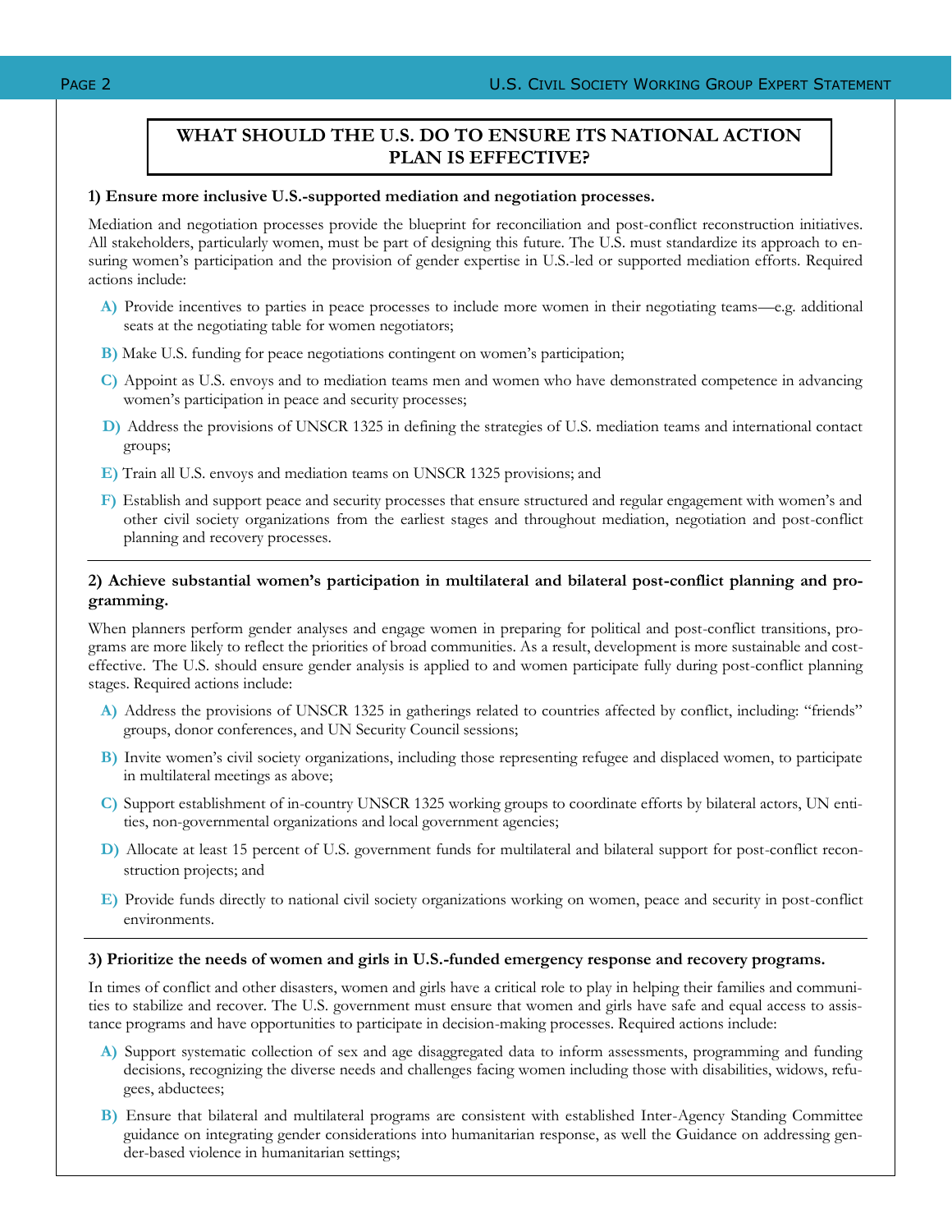## WHAT SHOULD THE U.S. DO TO ENSURE ITS NATIONAL ACTION PLAN IS EFFECTIVE?

**1) Ensure more inclusive U.S.-supported mediation and negotiation processes.**

Mediation and negotiation processes provide the blueprint for reconciliation and post-conflict reconstruction initiatives. All stakeholders, particularly women, must be part of designing this future. The U.S. must standardize its approach to ensuring women's participation and the provision of gender expertise in U.S.-led or supported mediation efforts. Required actions include:

**A)** Provide incentives to parties in peace processes to include more women in their negotiating teams—e.g. additional seats at the negotiating table for women negotiators;

**B)** Make U.S. funding for peace negotiations contingent on women's participation;

**C)** Appoint as U.S. envoys and to mediation teams men and women who have demonstrated competence in advancing women's participation in peace and security processes;

**D)** Address the provisions of UNSCR 1325 in defining the strategies of U.S. mediation teams and international contact groups;

**E)** Train all U.S. envoys and mediation teams on UNSCR 1325 provisions; and

**F)** Establish and support peace and security processes that ensure structured and regular engagement with women's and other civil society organizations from the earliest stages and throughout mediation, negotiation and post-conflict planning and recovery processes.

---

**2) Achieve substantial women's participation in multilateral and bilateral post-conflict planning and programming.**

When planners perform gender analyses and engage women in preparing for political and post-conflict transitions, programs are more likely to reflect the priorities of broad communities. As a result, development is more sustainable and cost-effective. The U.S. should ensure gender analysis is applied to and women participate fully during post-conflict planning stages. Required actions include:

**A)** Address the provisions of UNSCR 1325 in gatherings related to countries affected by conflict, including: "friends" groups, donor conferences, and UN Security Council sessions;

**B)** Invite women's civil society organizations, including those representing refugee and displaced women, to participate in multilateral meetings as above;

**C)** Support establishment of in-country UNSCR 1325 working groups to coordinate efforts by bilateral actors, UN entities, non-governmental organizations and local government agencies;

**D)** Allocate at least 15 percent of U.S. government funds for multilateral and bilateral support for post-conflict reconstruction projects; and

**E)** Provide funds directly to national civil society organizations working on women, peace and security in post-conflict environments.

---

**3) Prioritize the needs of women and girls in U.S.-funded emergency response and recovery programs.**

In times of conflict and other disasters, women and girls have a critical role to play in helping their families and communities to stabilize and recover. The U.S. government must ensure that women and girls have safe and equal access to assistance programs and have opportunities to participate in decision-making processes. Required actions include:

**A)** Support systematic collection of sex and age disaggregated data to inform assessments, programming and funding decisions, recognizing the diverse needs and challenges facing women including those with disabilities, widows, refugees, abductees;

**B)** Ensure that bilateral and multilateral programs are consistent with established Inter-Agency Standing Committee guidance on integrating gender considerations into humanitarian response, as well the Guidance on addressing gender-based violence in humanitarian settings;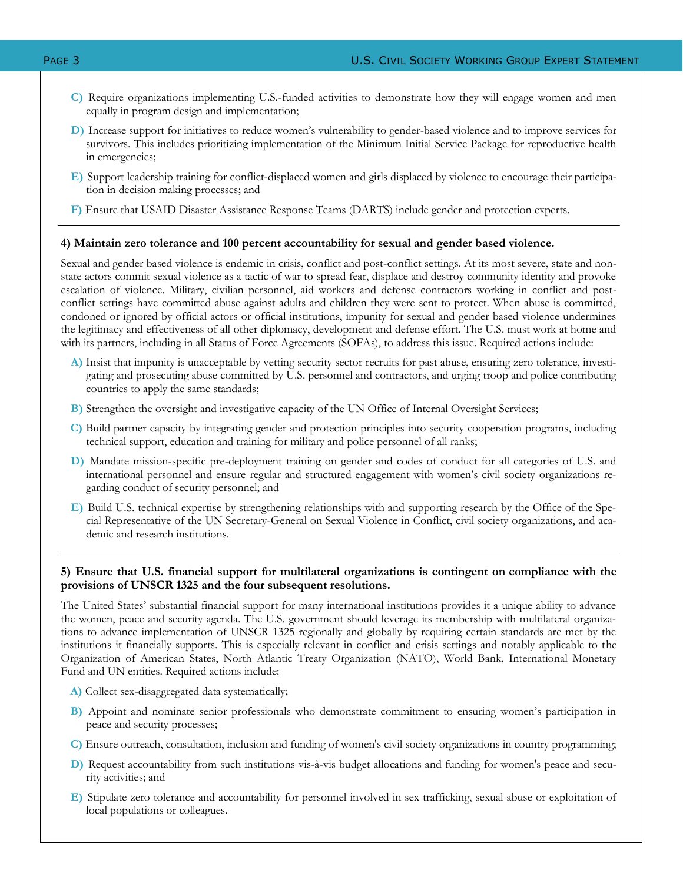**C)** Require organizations implementing U.S.-funded activities to demonstrate how they will engage women and men equally in program design and implementation;

**D)** Increase support for initiatives to reduce women's vulnerability to gender-based violence and to improve services for survivors. This includes prioritizing implementation of the Minimum Initial Service Package for reproductive health in emergencies;

**E)** Support leadership training for conflict-displaced women and girls displaced by violence to encourage their participation in decision making processes; and

**F)** Ensure that USAID Disaster Assistance Response Teams (DARTS) include gender and protection experts.

---

**4) Maintain zero tolerance and 100 percent accountability for sexual and gender based violence.**

Sexual and gender based violence is endemic in crisis, conflict and post-conflict settings. At its most severe, state and non-state actors commit sexual violence as a tactic of war to spread fear, displace and destroy community identity and provoke escalation of violence. Military, civilian personnel, aid workers and defense contractors working in conflict and post-conflict settings have committed abuse against adults and children they were sent to protect. When abuse is committed, condoned or ignored by official actors or official institutions, impunity for sexual and gender based violence undermines the legitimacy and effectiveness of all other diplomacy, development and defense effort. The U.S. must work at home and with its partners, including in all Status of Force Agreements (SOFAs), to address this issue. Required actions include:

**A)** Insist that impunity is unacceptable by vetting security sector recruits for past abuse, ensuring zero tolerance, investigating and prosecuting abuse committed by U.S. personnel and contractors, and urging troop and police contributing countries to apply the same standards;

**B)** Strengthen the oversight and investigative capacity of the UN Office of Internal Oversight Services;

**C)** Build partner capacity by integrating gender and protection principles into security cooperation programs, including technical support, education and training for military and police personnel of all ranks;

**D)** Mandate mission-specific pre-deployment training on gender and codes of conduct for all categories of U.S. and international personnel and ensure regular and structured engagement with women's civil society organizations regarding conduct of security personnel; and

**E)** Build U.S. technical expertise by strengthening relationships with and supporting research by the Office of the Special Representative of the UN Secretary-General on Sexual Violence in Conflict, civil society organizations, and academic and research institutions.

---

**5) Ensure that U.S. financial support for multilateral organizations is contingent on compliance with the provisions of UNSCR 1325 and the four subsequent resolutions.**

The United States' substantial financial support for many international institutions provides it a unique ability to advance the women, peace and security agenda. The U.S. government should leverage its membership with multilateral organizations to advance implementation of UNSCR 1325 regionally and globally by requiring certain standards are met by the institutions it financially supports. This is especially relevant in conflict and crisis settings and notably applicable to the Organization of American States, North Atlantic Treaty Organization (NATO), World Bank, International Monetary Fund and UN entities. Required actions include:

**A)** Collect sex-disaggregated data systematically;

**B)** Appoint and nominate senior professionals who demonstrate commitment to ensuring women's participation in peace and security processes;

**C)** Ensure outreach, consultation, inclusion and funding of women's civil society organizations in country programming;

**D)** Request accountability from such institutions vis-à-vis budget allocations and funding for women's peace and security activities; and

**E)** Stipulate zero tolerance and accountability for personnel involved in sex trafficking, sexual abuse or exploitation of local populations or colleagues.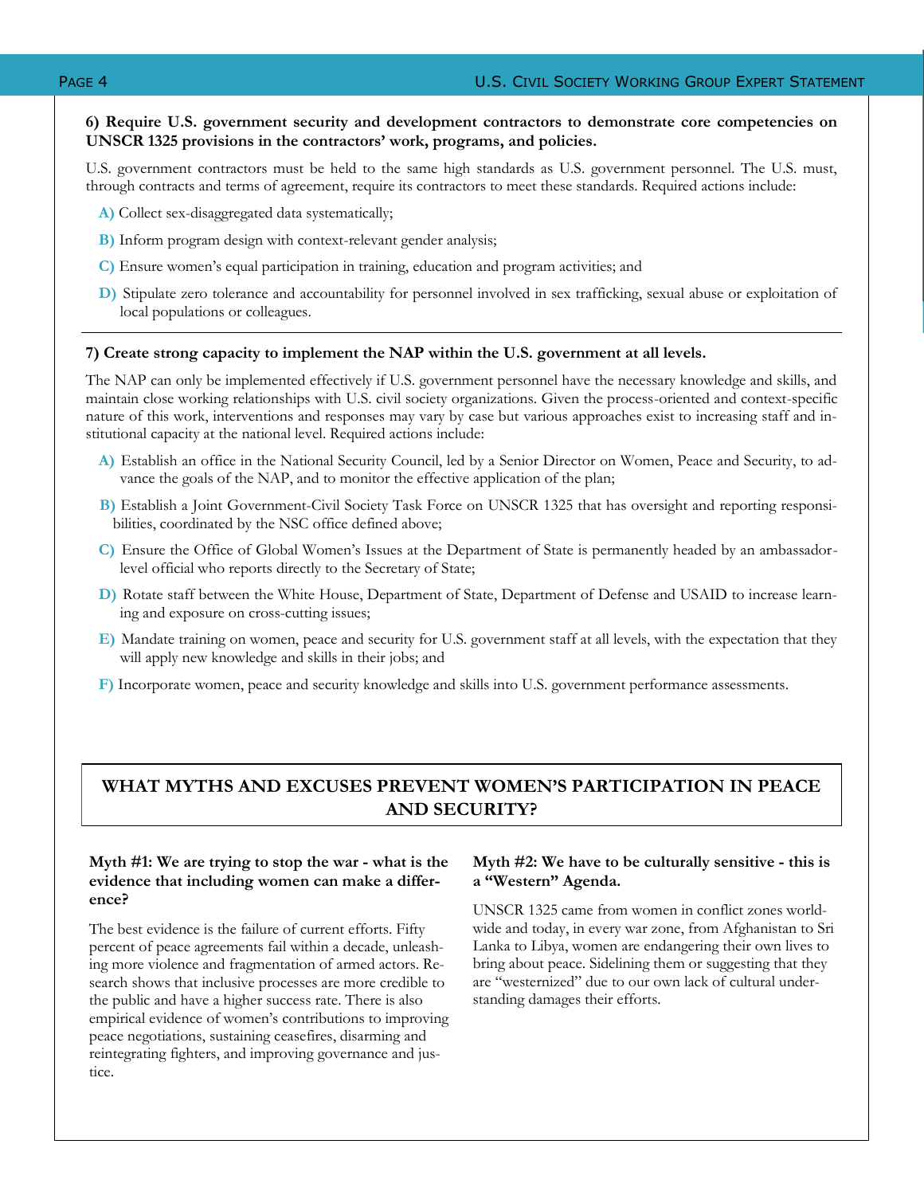**6) Require U.S. government security and development contractors to demonstrate core competencies on UNSCR 1325 provisions in the contractors' work, programs, and policies.**

U.S. government contractors must be held to the same high standards as U.S. government personnel. The U.S. must, through contracts and terms of agreement, require its contractors to meet these standards. Required actions include:

- **A)** Collect sex-disaggregated data systematically;
- **B)** Inform program design with context-relevant gender analysis;
- **C)** Ensure women's equal participation in training, education and program activities; and
- **D)** Stipulate zero tolerance and accountability for personnel involved in sex trafficking, sexual abuse or exploitation of local populations or colleagues.

---

**7) Create strong capacity to implement the NAP within the U.S. government at all levels.**

The NAP can only be implemented effectively if U.S. government personnel have the necessary knowledge and skills, and maintain close working relationships with U.S. civil society organizations. Given the process-oriented and context-specific nature of this work, interventions and responses may vary by case but various approaches exist to increasing staff and institutional capacity at the national level. Required actions include:

- **A)** Establish an office in the National Security Council, led by a Senior Director on Women, Peace and Security, to advance the goals of the NAP, and to monitor the effective application of the plan;
- **B)** Establish a Joint Government-Civil Society Task Force on UNSCR 1325 that has oversight and reporting responsibilities, coordinated by the NSC office defined above;
- **C)** Ensure the Office of Global Women's Issues at the Department of State is permanently headed by an ambassador-level official who reports directly to the Secretary of State;
- **D)** Rotate staff between the White House, Department of State, Department of Defense and USAID to increase learning and exposure on cross-cutting issues;
- **E)** Mandate training on women, peace and security for U.S. government staff at all levels, with the expectation that they will apply new knowledge and skills in their jobs; and
- **F)** Incorporate women, peace and security knowledge and skills into U.S. government performance assessments.

## WHAT MYTHS AND EXCUSES PREVENT WOMEN'S PARTICIPATION IN PEACE AND SECURITY?

**Myth #1: We are trying to stop the war - what is the evidence that including women can make a difference?**

The best evidence is the failure of current efforts. Fifty percent of peace agreements fail within a decade, unleashing more violence and fragmentation of armed actors. Research shows that inclusive processes are more credible to the public and have a higher success rate. There is also empirical evidence of women's contributions to improving peace negotiations, sustaining ceasefires, disarming and reintegrating fighters, and improving governance and justice.

**Myth #2: We have to be culturally sensitive - this is a "Western" Agenda.**

UNSCR 1325 came from women in conflict zones worldwide and today, in every war zone, from Afghanistan to Sri Lanka to Libya, women are endangering their own lives to bring about peace. Sidelining them or suggesting that they are "westernized" due to our own lack of cultural understanding damages their efforts.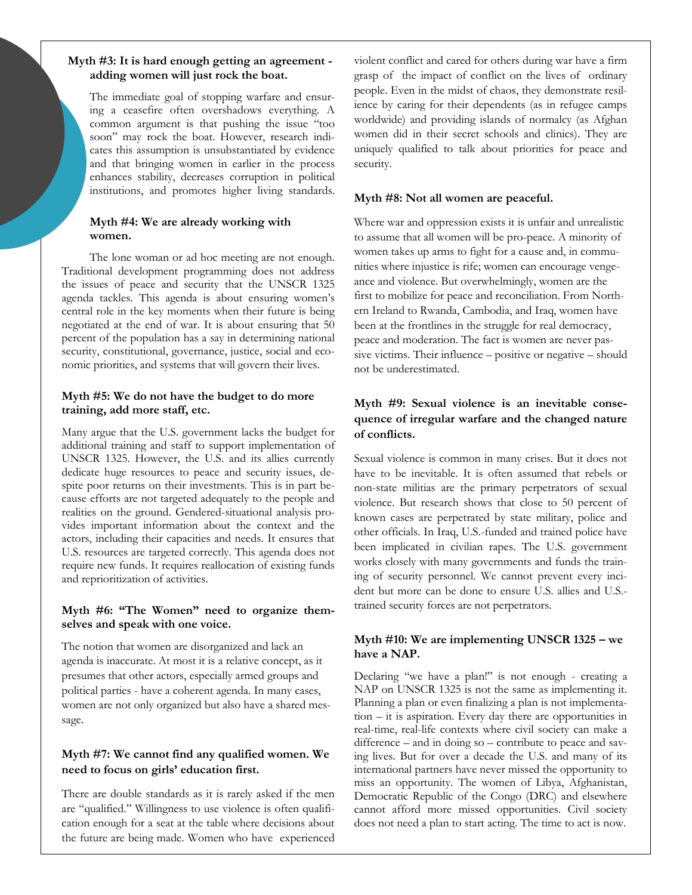### Myth #3: It is hard enough getting an agreement - adding women will just rock the boat.

The immediate goal of stopping warfare and ensuring a ceasefire often overshadows everything. A common argument is that pushing the issue "too soon" may rock the boat. However, research indicates this assumption is unsubstantiated by evidence and that bringing women in earlier in the process enhances stability, decreases corruption in political institutions, and promotes higher living standards.

### Myth #4: We are already working with women.

The lone woman or ad hoc meeting are not enough. Traditional development programming does not address the issues of peace and security that the UNSCR 1325 agenda tackles. This agenda is about ensuring women's central role in the key moments when their future is being negotiated at the end of war. It is about ensuring that 50 percent of the population has a say in determining national security, constitutional, governance, justice, social and economic priorities, and systems that will govern their lives.

### Myth #5: We do not have the budget to do more training, add more staff, etc.

Many argue that the U.S. government lacks the budget for additional training and staff to support implementation of UNSCR 1325. However, the U.S. and its allies currently dedicate huge resources to peace and security issues, despite poor returns on their investments. This is in part because efforts are not targeted adequately to the people and realities on the ground. Gendered-situational analysis provides important information about the context and the actors, including their capacities and needs. It ensures that U.S. resources are targeted correctly. This agenda does not require new funds. It requires reallocation of existing funds and reprioritization of activities.

### Myth #6: "The Women" need to organize themselves and speak with one voice.

The notion that women are disorganized and lack an agenda is inaccurate. At most it is a relative concept, as it presumes that other actors, especially armed groups and political parties - have a coherent agenda. In many cases, women are not only organized but also have a shared message.

### Myth #7: We cannot find any qualified women. We need to focus on girls' education first.

There are double standards as it is rarely asked if the men are "qualified." Willingness to use violence is often qualification enough for a seat at the table where decisions about the future are being made. Women who have experienced violent conflict and cared for others during war have a firm grasp of the impact of conflict on the lives of ordinary people. Even in the midst of chaos, they demonstrate resilience by caring for their dependents (as in refugee camps worldwide) and providing islands of normalcy (as Afghan women did in their secret schools and clinics). They are uniquely qualified to talk about priorities for peace and security.

### Myth #8: Not all women are peaceful.

Where war and oppression exists it is unfair and unrealistic to assume that all women will be pro-peace. A minority of women takes up arms to fight for a cause and, in communities where injustice is rife; women can encourage vengeance and violence. But overwhelmingly, women are the first to mobilize for peace and reconciliation. From Northern Ireland to Rwanda, Cambodia, and Iraq, women have been at the frontlines in the struggle for real democracy, peace and moderation. The fact is women are never passive victims. Their influence – positive or negative – should not be underestimated.

### Myth #9: Sexual violence is an inevitable consequence of irregular warfare and the changed nature of conflicts.

Sexual violence is common in many crises. But it does not have to be inevitable. It is often assumed that rebels or non-state militias are the primary perpetrators of sexual violence. But research shows that close to 50 percent of known cases are perpetrated by state military, police and other officials. In Iraq, U.S.-funded and trained police have been implicated in civilian rapes. The U.S. government works closely with many governments and funds the training of security personnel. We cannot prevent every incident but more can be done to ensure U.S. allies and U.S.-trained security forces are not perpetrators.

### Myth #10: We are implementing UNSCR 1325 – we have a NAP.

Declaring "we have a plan!" is not enough - creating a NAP on UNSCR 1325 is not the same as implementing it. Planning a plan or even finalizing a plan is not implementation – it is aspiration. Every day there are opportunities in real-time, real-life contexts where civil society can make a difference – and in doing so – contribute to peace and saving lives. But for over a decade the U.S. and many of its international partners have never missed the opportunity to miss an opportunity. The women of Libya, Afghanistan, Democratic Republic of the Congo (DRC) and elsewhere cannot afford more missed opportunities. Civil society does not need a plan to start acting. The time to act is now.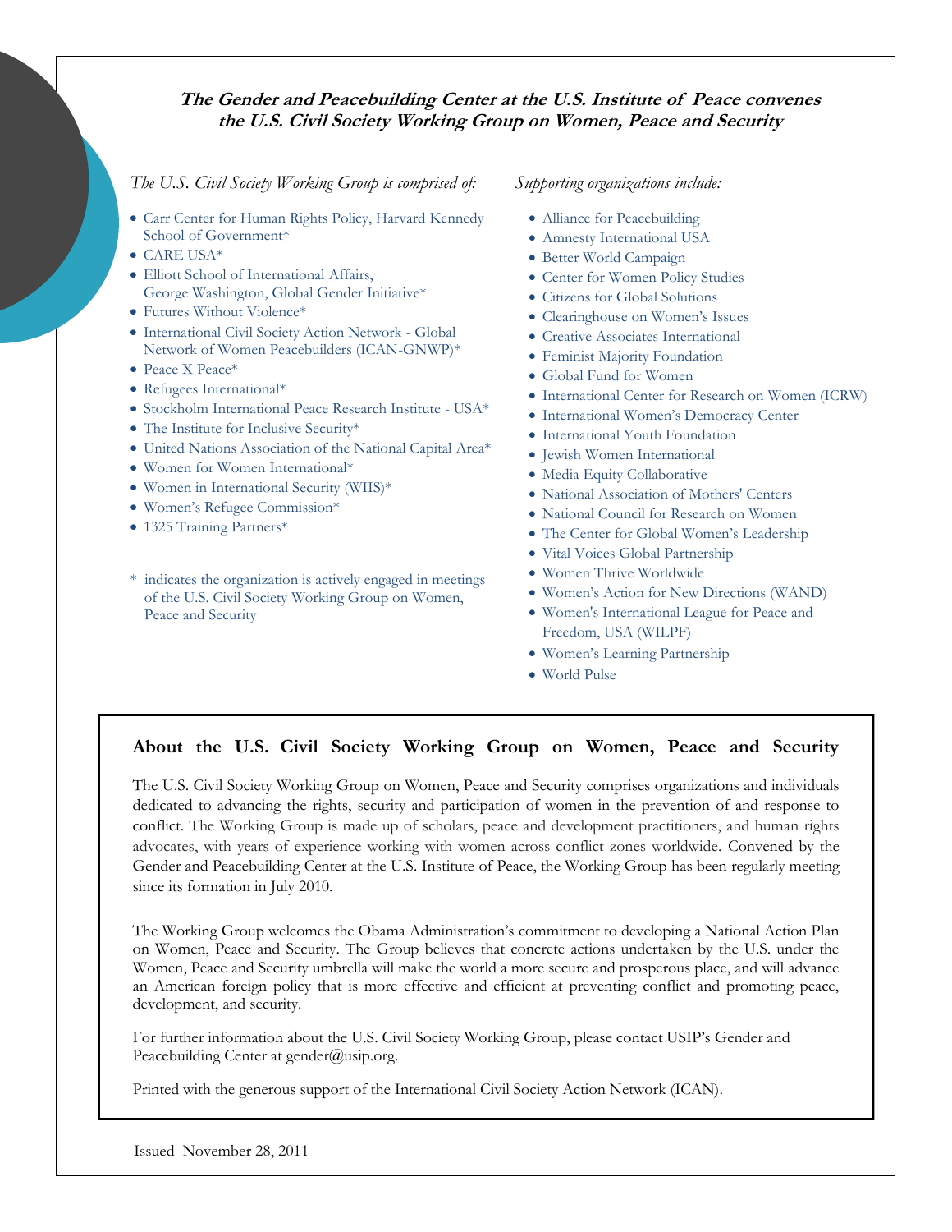***The Gender and Peacebuilding Center at the U.S. Institute of Peace convenes the U.S. Civil Society Working Group on Women, Peace and Security***

*The U.S. Civil Society Working Group is comprised of:*

- Carr Center for Human Rights Policy, Harvard Kennedy School of Government*
- CARE USA*
- Elliott School of International Affairs, George Washington, Global Gender Initiative*
- Futures Without Violence*
- International Civil Society Action Network - Global Network of Women Peacebuilders (ICAN-GNWP)*
- Peace X Peace*
- Refugees International*
- Stockholm International Peace Research Institute - USA*
- The Institute for Inclusive Security*
- United Nations Association of the National Capital Area*
- Women for Women International*
- Women in International Security (WIIS)*
- Women's Refugee Commission*
- 1325 Training Partners*

\* indicates the organization is actively engaged in meetings of the U.S. Civil Society Working Group on Women, Peace and Security

*Supporting organizations include:*

- Alliance for Peacebuilding
- Amnesty International USA
- Better World Campaign
- Center for Women Policy Studies
- Citizens for Global Solutions
- Clearinghouse on Women's Issues
- Creative Associates International
- Feminist Majority Foundation
- Global Fund for Women
- International Center for Research on Women (ICRW)
- International Women's Democracy Center
- International Youth Foundation
- Jewish Women International
- Media Equity Collaborative
- National Association of Mothers' Centers
- National Council for Research on Women
- The Center for Global Women's Leadership
- Vital Voices Global Partnership
- Women Thrive Worldwide
- Women's Action for New Directions (WAND)
- Women's International League for Peace and Freedom, USA (WILPF)
- Women's Learning Partnership
- World Pulse

## About the U.S. Civil Society Working Group on Women, Peace and Security

The U.S. Civil Society Working Group on Women, Peace and Security comprises organizations and individuals dedicated to advancing the rights, security and participation of women in the prevention of and response to conflict. The Working Group is made up of scholars, peace and development practitioners, and human rights advocates, with years of experience working with women across conflict zones worldwide. Convened by the Gender and Peacebuilding Center at the U.S. Institute of Peace, the Working Group has been regularly meeting since its formation in July 2010.

The Working Group welcomes the Obama Administration's commitment to developing a National Action Plan on Women, Peace and Security. The Group believes that concrete actions undertaken by the U.S. under the Women, Peace and Security umbrella will make the world a more secure and prosperous place, and will advance an American foreign policy that is more effective and efficient at preventing conflict and promoting peace, development, and security.

For further information about the U.S. Civil Society Working Group, please contact USIP's Gender and Peacebuilding Center at gender@usip.org.

Printed with the generous support of the International Civil Society Action Network (ICAN).

Issued November 28, 2011